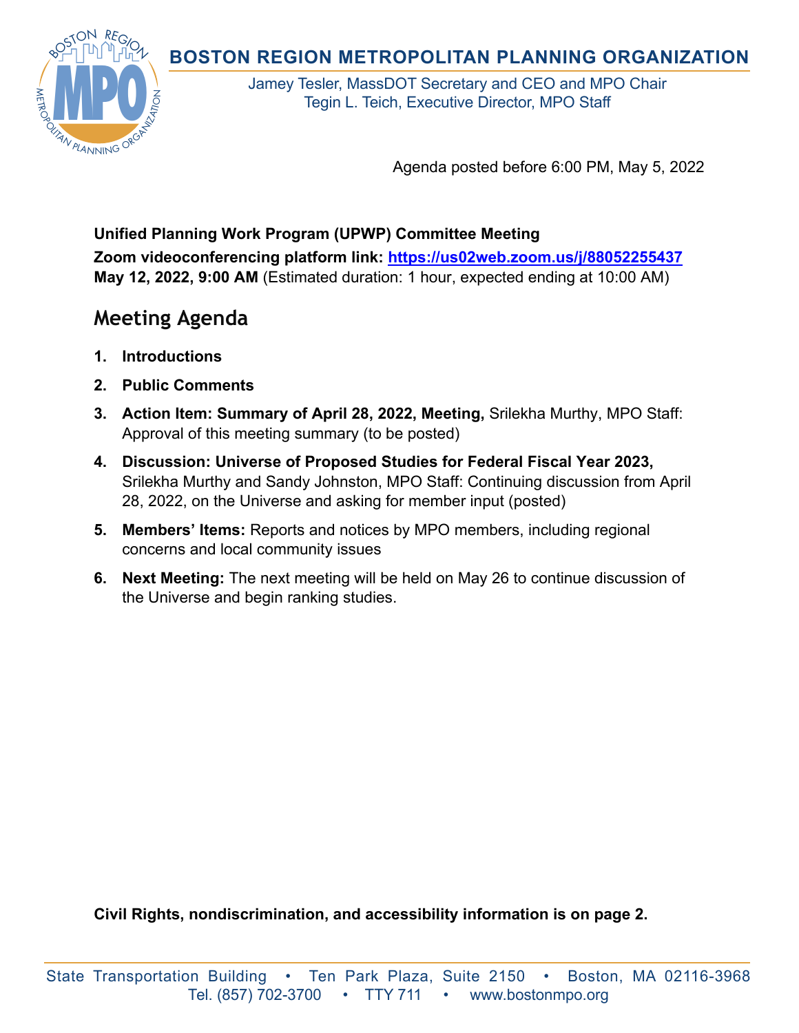# BOSTON REGION METROPOLITAN PLANNING ORGANIZATION

Jamey Tesler, MassDOT Secretary and CEO and MPO Chair
Tegin L. Teich, Executive Director, MPO Staff

Agenda posted before 6:00 PM, May 5, 2022

**Unified Planning Work Program (UPWP) Committee Meeting**
**Zoom videoconferencing platform link: https://us02web.zoom.us/j/88052255437**
**May 12, 2022, 9:00 AM** (Estimated duration: 1 hour, expected ending at 10:00 AM)

## Meeting Agenda

1. **Introductions**
2. **Public Comments**
3. **Action Item: Summary of April 28, 2022, Meeting,** Srilekha Murthy, MPO Staff: Approval of this meeting summary (to be posted)
4. **Discussion: Universe of Proposed Studies for Federal Fiscal Year 2023,** Srilekha Murthy and Sandy Johnston, MPO Staff: Continuing discussion from April 28, 2022, on the Universe and asking for member input (posted)
5. **Members' Items:** Reports and notices by MPO members, including regional concerns and local community issues
6. **Next Meeting:** The next meeting will be held on May 26 to continue discussion of the Universe and begin ranking studies.

**Civil Rights, nondiscrimination, and accessibility information is on page 2.**

State Transportation Building • Ten Park Plaza, Suite 2150 • Boston, MA 02116-3968
Tel. (857) 702-3700 • TTY 711 • www.bostonmpo.org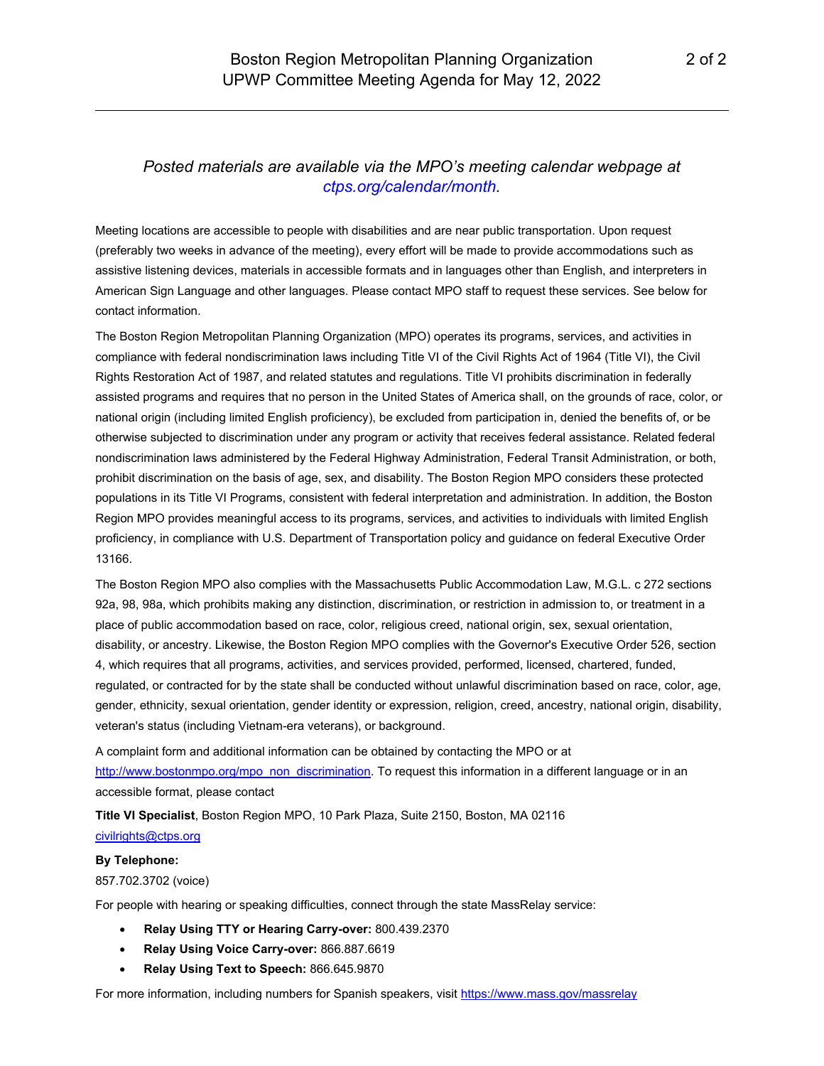*Posted materials are available via the MPO's meeting calendar webpage at [ctps.org/calendar/month](ctps.org/calendar/month).*

Meeting locations are accessible to people with disabilities and are near public transportation. Upon request (preferably two weeks in advance of the meeting), every effort will be made to provide accommodations such as assistive listening devices, materials in accessible formats and in languages other than English, and interpreters in American Sign Language and other languages. Please contact MPO staff to request these services. See below for contact information.

The Boston Region Metropolitan Planning Organization (MPO) operates its programs, services, and activities in compliance with federal nondiscrimination laws including Title VI of the Civil Rights Act of 1964 (Title VI), the Civil Rights Restoration Act of 1987, and related statutes and regulations. Title VI prohibits discrimination in federally assisted programs and requires that no person in the United States of America shall, on the grounds of race, color, or national origin (including limited English proficiency), be excluded from participation in, denied the benefits of, or be otherwise subjected to discrimination under any program or activity that receives federal assistance. Related federal nondiscrimination laws administered by the Federal Highway Administration, Federal Transit Administration, or both, prohibit discrimination on the basis of age, sex, and disability. The Boston Region MPO considers these protected populations in its Title VI Programs, consistent with federal interpretation and administration. In addition, the Boston Region MPO provides meaningful access to its programs, services, and activities to individuals with limited English proficiency, in compliance with U.S. Department of Transportation policy and guidance on federal Executive Order 13166.

The Boston Region MPO also complies with the Massachusetts Public Accommodation Law, M.G.L. c 272 sections 92a, 98, 98a, which prohibits making any distinction, discrimination, or restriction in admission to, or treatment in a place of public accommodation based on race, color, religious creed, national origin, sex, sexual orientation, disability, or ancestry. Likewise, the Boston Region MPO complies with the Governor's Executive Order 526, section 4, which requires that all programs, activities, and services provided, performed, licensed, chartered, funded, regulated, or contracted for by the state shall be conducted without unlawful discrimination based on race, color, age, gender, ethnicity, sexual orientation, gender identity or expression, religion, creed, ancestry, national origin, disability, veteran's status (including Vietnam-era veterans), or background.

A complaint form and additional information can be obtained by contacting the MPO or at [http://www.bostonmpo.org/mpo_non_discrimination](http://www.bostonmpo.org/mpo_non_discrimination). To request this information in a different language or in an accessible format, please contact

**Title VI Specialist**, Boston Region MPO, 10 Park Plaza, Suite 2150, Boston, MA 02116
[civilrights@ctps.org](mailto:civilrights@ctps.org)

**By Telephone:**

857.702.3702 (voice)

For people with hearing or speaking difficulties, connect through the state MassRelay service:

- **Relay Using TTY or Hearing Carry-over:** 800.439.2370
- **Relay Using Voice Carry-over:** 866.887.6619
- **Relay Using Text to Speech:** 866.645.9870

For more information, including numbers for Spanish speakers, visit [https://www.mass.gov/massrelay](https://www.mass.gov/massrelay)